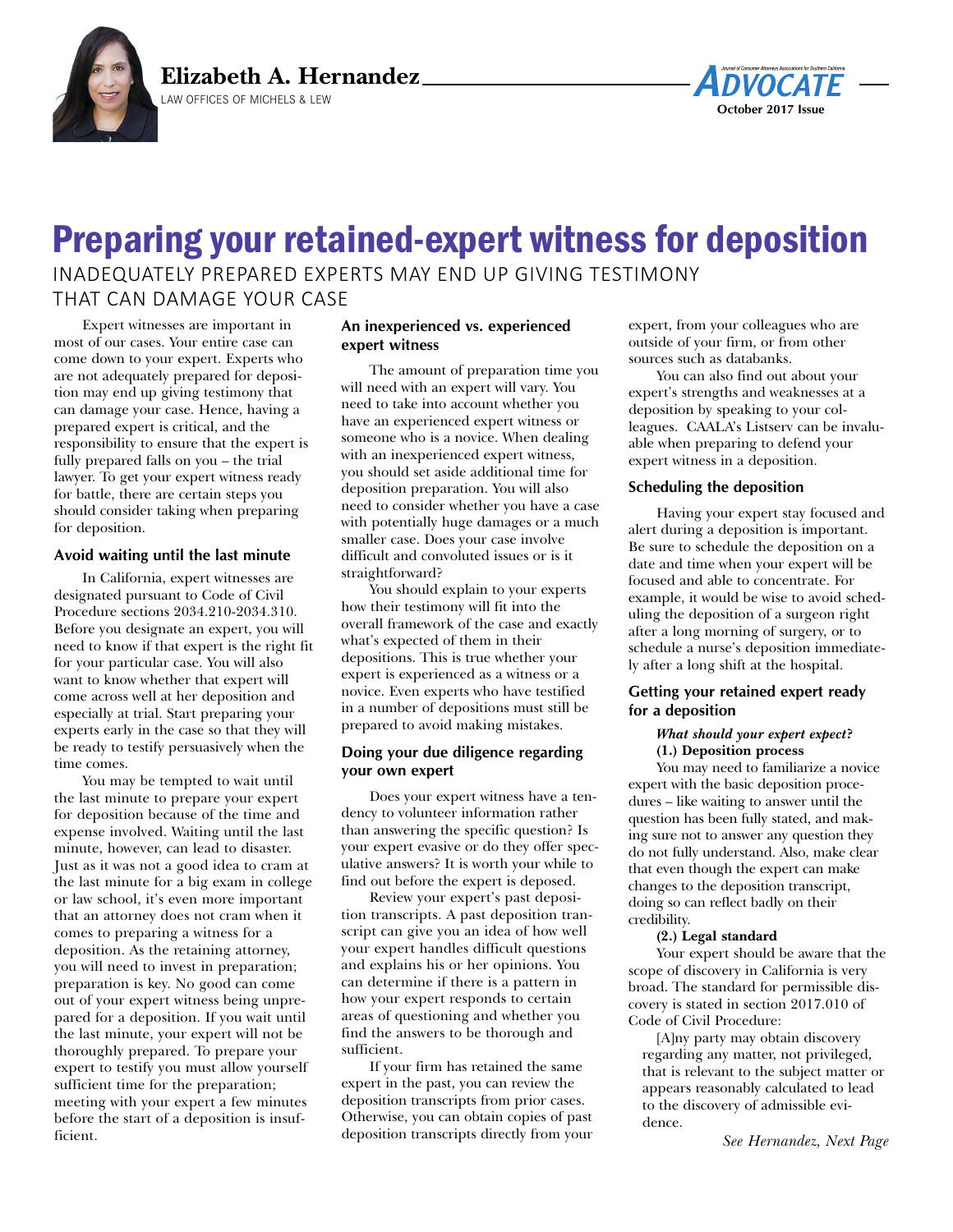Elizabeth A. Hernandez

LAW OFFICES OF MICHELS & LEW

# Preparing your retained-expert witness for deposition

## INADEQUATELY PREPARED EXPERTS MAY END UP GIVING TESTIMONY THAT CAN DAMAGE YOUR CASE

Expert witnesses are important in most of our cases. Your entire case can come down to your expert. Experts who are not adequately prepared for deposition may end up giving testimony that can damage your case. Hence, having a prepared expert is critical, and the responsibility to ensure that the expert is fully prepared falls on you – the trial lawyer. To get your expert witness ready for battle, there are certain steps you should consider taking when preparing for deposition.

### Avoid waiting until the last minute

In California, expert witnesses are designated pursuant to Code of Civil Procedure sections 2034.210-2034.310. Before you designate an expert, you will need to know if that expert is the right fit for your particular case. You will also want to know whether that expert will come across well at her deposition and especially at trial. Start preparing your experts early in the case so that they will be ready to testify persuasively when the time comes.

You may be tempted to wait until the last minute to prepare your expert for deposition because of the time and expense involved. Waiting until the last minute, however, can lead to disaster. Just as it was not a good idea to cram at the last minute for a big exam in college or law school, it's even more important that an attorney does not cram when it comes to preparing a witness for a deposition. As the retaining attorney, you will need to invest in preparation; preparation is key. No good can come out of your expert witness being unprepared for a deposition. If you wait until the last minute, your expert will not be thoroughly prepared. To prepare your expert to testify you must allow yourself sufficient time for the preparation; meeting with your expert a few minutes before the start of a deposition is insufficient.

### An inexperienced vs. experienced expert witness

The amount of preparation time you will need with an expert will vary. You need to take into account whether you have an experienced expert witness or someone who is a novice. When dealing with an inexperienced expert witness, you should set aside additional time for deposition preparation. You will also need to consider whether you have a case with potentially huge damages or a much smaller case. Does your case involve difficult and convoluted issues or is it straightforward?

You should explain to your experts how their testimony will fit into the overall framework of the case and exactly what's expected of them in their depositions. This is true whether your expert is experienced as a witness or a novice. Even experts who have testified in a number of depositions must still be prepared to avoid making mistakes.

### Doing your due diligence regarding your own expert

Does your expert witness have a tendency to volunteer information rather than answering the specific question? Is your expert evasive or do they offer speculative answers? It is worth your while to find out before the expert is deposed.

Review your expert's past deposition transcripts. A past deposition transcript can give you an idea of how well your expert handles difficult questions and explains his or her opinions. You can determine if there is a pattern in how your expert responds to certain areas of questioning and whether you find the answers to be thorough and sufficient.

If your firm has retained the same expert in the past, you can review the deposition transcripts from prior cases. Otherwise, you can obtain copies of past deposition transcripts directly from your expert, from your colleagues who are outside of your firm, or from other sources such as databanks.

You can also find out about your expert's strengths and weaknesses at a deposition by speaking to your colleagues. CAALA's Listserv can be invaluable when preparing to defend your expert witness in a deposition.

### Scheduling the deposition

Having your expert stay focused and alert during a deposition is important. Be sure to schedule the deposition on a date and time when your expert will be focused and able to concentrate. For example, it would be wise to avoid scheduling the deposition of a surgeon right after a long morning of surgery, or to schedule a nurse's deposition immediately after a long shift at the hospital.

### Getting your retained expert ready for a deposition

***What should your expert expect?***

**(1.) Deposition process**

You may need to familiarize a novice expert with the basic deposition procedures – like waiting to answer until the question has been fully stated, and making sure not to answer any question they do not fully understand. Also, make clear that even though the expert can make changes to the deposition transcript, doing so can reflect badly on their credibility.

**(2.) Legal standard**

Your expert should be aware that the scope of discovery in California is very broad. The standard for permissible discovery is stated in section 2017.010 of Code of Civil Procedure:

> [A]ny party may obtain discovery regarding any matter, not privileged, that is relevant to the subject matter or appears reasonably calculated to lead to the discovery of admissible evidence.

*See Hernandez, Next Page*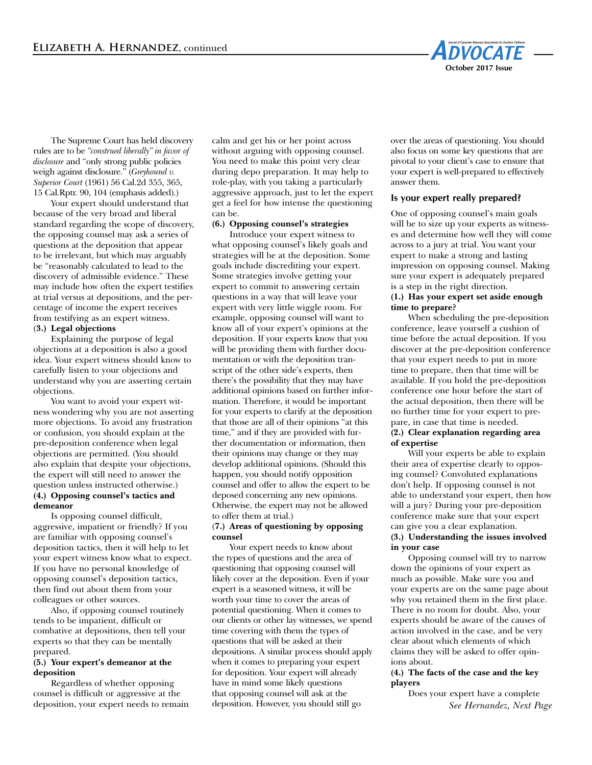The Supreme Court has held discovery rules are to be *"construed liberally" in favor of disclosure* and "only strong public policies weigh against disclosure." (*Greyhound v. Superior Court* (1961) 56 Cal.2d 355, 365, 15 Cal.Rptr. 90, 104 (emphasis added).)

Your expert should understand that because of the very broad and liberal standard regarding the scope of discovery, the opposing counsel may ask a series of questions at the deposition that appear to be irrelevant, but which may arguably be "reasonably calculated to lead to the discovery of admissible evidence." These may include how often the expert testifies at trial versus at depositions, and the percentage of income the expert receives from testifying as an expert witness.

**(3.) Legal objections**

Explaining the purpose of legal objections at a deposition is also a good idea. Your expert witness should know to carefully listen to your objections and understand why you are asserting certain objections.

You want to avoid your expert witness wondering why you are not asserting more objections. To avoid any frustration or confusion, you should explain at the pre-deposition conference when legal objections are permitted. (You should also explain that despite your objections, the expert will still need to answer the question unless instructed otherwise.)

**(4.) Opposing counsel's tactics and demeanor**

Is opposing counsel difficult, aggressive, impatient or friendly? If you are familiar with opposing counsel's deposition tactics, then it will help to let your expert witness know what to expect. If you have no personal knowledge of opposing counsel's deposition tactics, then find out about them from your colleagues or other sources.

Also, if opposing counsel routinely tends to be impatient, difficult or combative at depositions, then tell your experts so that they can be mentally prepared.

**(5.) Your expert's demeanor at the deposition**

Regardless of whether opposing counsel is difficult or aggressive at the deposition, your expert needs to remain calm and get his or her point across without arguing with opposing counsel. You need to make this point very clear during depo preparation. It may help to role-play, with you taking a particularly aggressive approach, just to let the expert get a feel for how intense the questioning can be.

**(6.) Opposing counsel's strategies**

Introduce your expert witness to what opposing counsel's likely goals and strategies will be at the deposition. Some goals include discrediting your expert. Some strategies involve getting your expert to commit to answering certain questions in a way that will leave your expert with very little wiggle room. For example, opposing counsel will want to know all of your expert's opinions at the deposition. If your experts know that you will be providing them with further documentation or with the deposition transcript of the other side's experts, then there's the possibility that they may have additional opinions based on further information. Therefore, it would be important for your experts to clarify at the deposition that those are all of their opinions "at this time," and if they are provided with further documentation or information, then their opinions may change or they may develop additional opinions. (Should this happen, you should notify opposition counsel and offer to allow the expert to be deposed concerning any new opinions. Otherwise, the expert may not be allowed to offer them at trial.)

**(7.) Areas of questioning by opposing counsel**

Your expert needs to know about the types of questions and the area of questioning that opposing counsel will likely cover at the deposition. Even if your expert is a seasoned witness, it will be worth your time to cover the areas of potential questioning. When it comes to our clients or other lay witnesses, we spend time covering with them the types of questions that will be asked at their depositions. A similar process should apply when it comes to preparing your expert for deposition. Your expert will already have in mind some likely questions that opposing counsel will ask at the deposition. However, you should still go over the areas of questioning. You should also focus on some key questions that are pivotal to your client's case to ensure that your expert is well-prepared to effectively answer them.

## Is your expert really prepared?

One of opposing counsel's main goals will be to size up your experts as witnesses and determine how well they will come across to a jury at trial. You want your expert to make a strong and lasting impression on opposing counsel. Making sure your expert is adequately prepared is a step in the right direction.

**(1.) Has your expert set aside enough time to prepare?**

When scheduling the pre-deposition conference, leave yourself a cushion of time before the actual deposition. If you discover at the pre-deposition conference that your expert needs to put in more time to prepare, then that time will be available. If you hold the pre-deposition conference one hour before the start of the actual deposition, then there will be no further time for your expert to prepare, in case that time is needed.

**(2.) Clear explanation regarding area of expertise**

Will your experts be able to explain their area of expertise clearly to opposing counsel? Convoluted explanations don't help. If opposing counsel is not able to understand your expert, then how will a jury? During your pre-deposition conference make sure that your expert can give you a clear explanation.

**(3.) Understanding the issues involved in your case**

Opposing counsel will try to narrow down the opinions of your expert as much as possible. Make sure you and your experts are on the same page about why you retained them in the first place. There is no room for doubt. Also, your experts should be aware of the causes of action involved in the case, and be very clear about which elements of which claims they will be asked to offer opinions about.

**(4.) The facts of the case and the key players**

Does your expert have a complete

*See Hernandez, Next Page*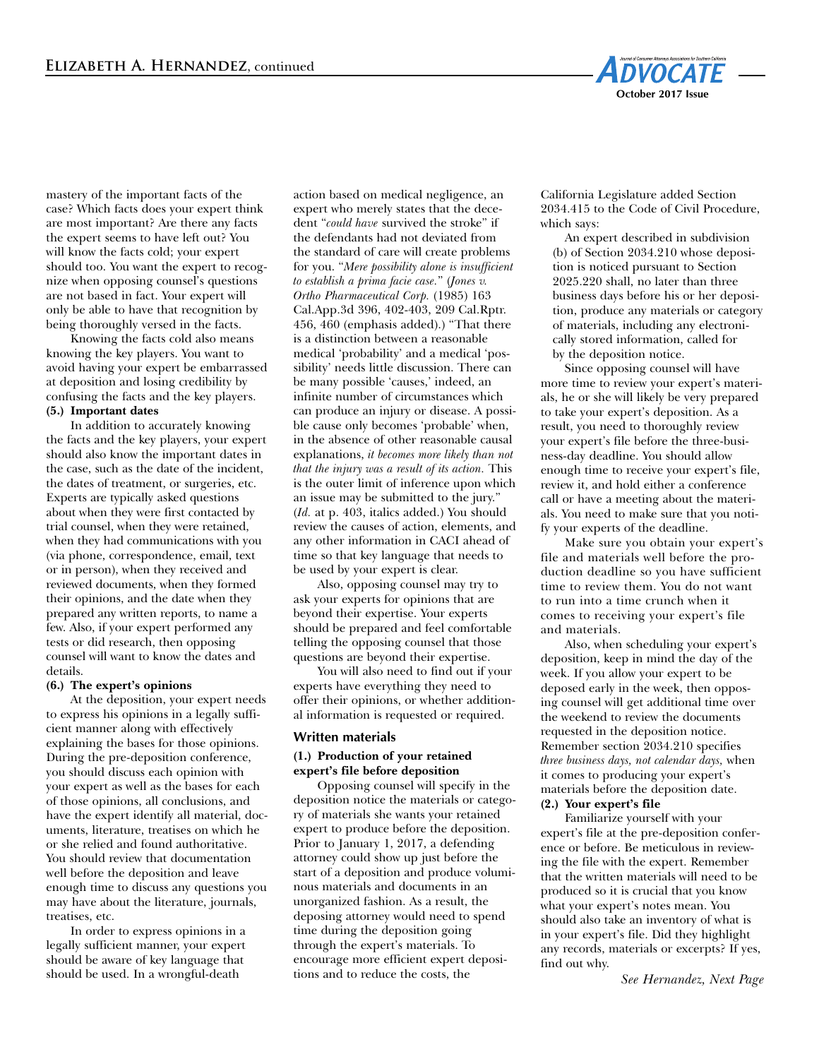mastery of the important facts of the case? Which facts does your expert think are most important? Are there any facts the expert seems to have left out? You will know the facts cold; your expert should too. You want the expert to recognize when opposing counsel's questions are not based in fact. Your expert will only be able to have that recognition by being thoroughly versed in the facts.

Knowing the facts cold also means knowing the key players. You want to avoid having your expert be embarrassed at deposition and losing credibility by confusing the facts and the key players.

**(5.) Important dates**

In addition to accurately knowing the facts and the key players, your expert should also know the important dates in the case, such as the date of the incident, the dates of treatment, or surgeries, etc. Experts are typically asked questions about when they were first contacted by trial counsel, when they were retained, when they had communications with you (via phone, correspondence, email, text or in person), when they received and reviewed documents, when they formed their opinions, and the date when they prepared any written reports, to name a few. Also, if your expert performed any tests or did research, then opposing counsel will want to know the dates and details.

**(6.) The expert's opinions**

At the deposition, your expert needs to express his opinions in a legally sufficient manner along with effectively explaining the bases for those opinions. During the pre-deposition conference, you should discuss each opinion with your expert as well as the bases for each of those opinions, all conclusions, and have the expert identify all material, documents, literature, treatises on which he or she relied and found authoritative. You should review that documentation well before the deposition and leave enough time to discuss any questions you may have about the literature, journals, treatises, etc.

In order to express opinions in a legally sufficient manner, your expert should be aware of key language that should be used. In a wrongful-death action based on medical negligence, an expert who merely states that the decedent "*could have* survived the stroke" if the defendants had not deviated from the standard of care will create problems for you. "*Mere possibility alone is insufficient to establish a prima facie case.*" (*Jones v. Ortho Pharmaceutical Corp.* (1985) 163 Cal.App.3d 396, 402-403, 209 Cal.Rptr. 456, 460 (emphasis added).) "That there is a distinction between a reasonable medical 'probability' and a medical 'possibility' needs little discussion. There can be many possible 'causes,' indeed, an infinite number of circumstances which can produce an injury or disease. A possible cause only becomes 'probable' when, in the absence of other reasonable causal explanations, *it becomes more likely than not that the injury was a result of its action.* This is the outer limit of inference upon which an issue may be submitted to the jury." (*Id.* at p. 403, italics added.) You should review the causes of action, elements, and any other information in CACI ahead of time so that key language that needs to be used by your expert is clear.

Also, opposing counsel may try to ask your experts for opinions that are beyond their expertise. Your experts should be prepared and feel comfortable telling the opposing counsel that those questions are beyond their expertise.

You will also need to find out if your experts have everything they need to offer their opinions, or whether additional information is requested or required.

### Written materials

**(1.) Production of your retained expert's file before deposition**

Opposing counsel will specify in the deposition notice the materials or category of materials she wants your retained expert to produce before the deposition. Prior to January 1, 2017, a defending attorney could show up just before the start of a deposition and produce voluminous materials and documents in an unorganized fashion. As a result, the deposing attorney would need to spend time during the deposition going through the expert's materials. To encourage more efficient expert depositions and to reduce the costs, the California Legislature added Section 2034.415 to the Code of Civil Procedure, which says:

> An expert described in subdivision (b) of Section 2034.210 whose deposition is noticed pursuant to Section 2025.220 shall, no later than three business days before his or her deposition, produce any materials or category of materials, including any electronically stored information, called for by the deposition notice.

Since opposing counsel will have more time to review your expert's materials, he or she will likely be very prepared to take your expert's deposition. As a result, you need to thoroughly review your expert's file before the three-business-day deadline. You should allow enough time to receive your expert's file, review it, and hold either a conference call or have a meeting about the materials. You need to make sure that you notify your experts of the deadline.

Make sure you obtain your expert's file and materials well before the production deadline so you have sufficient time to review them. You do not want to run into a time crunch when it comes to receiving your expert's file and materials.

Also, when scheduling your expert's deposition, keep in mind the day of the week. If you allow your expert to be deposed early in the week, then opposing counsel will get additional time over the weekend to review the documents requested in the deposition notice. Remember section 2034.210 specifies *three business days, not calendar days,* when it comes to producing your expert's materials before the deposition date.

**(2.) Your expert's file**

Familiarize yourself with your expert's file at the pre-deposition conference or before. Be meticulous in reviewing the file with the expert. Remember that the written materials will need to be produced so it is crucial that you know what your expert's notes mean. You should also take an inventory of what is in your expert's file. Did they highlight any records, materials or excerpts? If yes, find out why.

*See Hernandez, Next Page*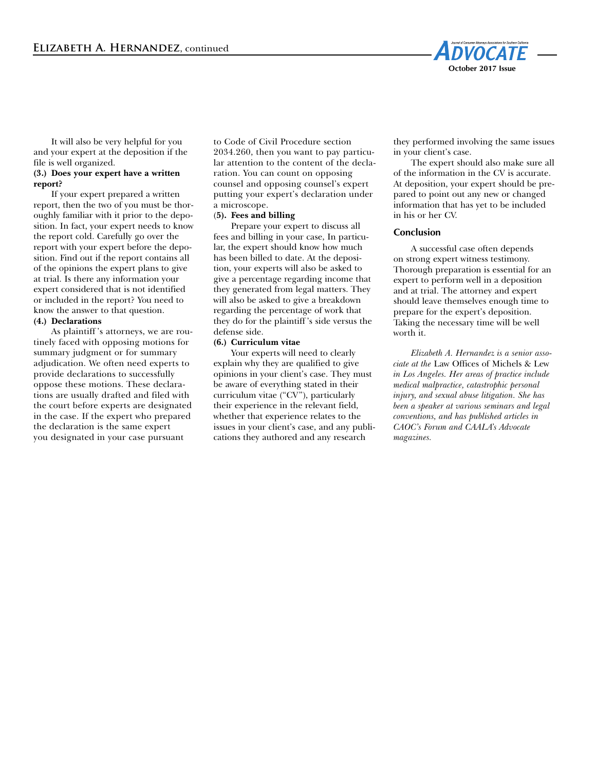It will also be very helpful for you and your expert at the deposition if the file is well organized.

**(3.) Does your expert have a written report?**

If your expert prepared a written report, then the two of you must be thoroughly familiar with it prior to the deposition. In fact, your expert needs to know the report cold. Carefully go over the report with your expert before the deposition. Find out if the report contains all of the opinions the expert plans to give at trial. Is there any information your expert considered that is not identified or included in the report? You need to know the answer to that question.

**(4.) Declarations**

As plaintiff's attorneys, we are routinely faced with opposing motions for summary judgment or for summary adjudication. We often need experts to provide declarations to successfully oppose these motions. These declarations are usually drafted and filed with the court before experts are designated in the case. If the expert who prepared the declaration is the same expert you designated in your case pursuant to Code of Civil Procedure section 2034.260, then you want to pay particular attention to the content of the declaration. You can count on opposing counsel and opposing counsel's expert putting your expert's declaration under a microscope.

**(5). Fees and billing**

Prepare your expert to discuss all fees and billing in your case, In particular, the expert should know how much has been billed to date. At the deposition, your experts will also be asked to give a percentage regarding income that they generated from legal matters. They will also be asked to give a breakdown regarding the percentage of work that they do for the plaintiff's side versus the defense side.

**(6.) Curriculum vitae**

Your experts will need to clearly explain why they are qualified to give opinions in your client's case. They must be aware of everything stated in their curriculum vitae ("CV"), particularly their experience in the relevant field, whether that experience relates to the issues in your client's case, and any publications they authored and any research they performed involving the same issues in your client's case.

The expert should also make sure all of the information in the CV is accurate. At deposition, your expert should be prepared to point out any new or changed information that has yet to be included in his or her CV.

## Conclusion

A successful case often depends on strong expert witness testimony. Thorough preparation is essential for an expert to perform well in a deposition and at trial. The attorney and expert should leave themselves enough time to prepare for the expert's deposition. Taking the necessary time will be well worth it.

*Elizabeth A. Hernandez is a senior associate at the* Law Offices of Michels & Lew *in Los Angeles. Her areas of practice include medical malpractice, catastrophic personal injury, and sexual abuse litigation. She has been a speaker at various seminars and legal conventions, and has published articles in CAOC's Forum and CAALA's Advocate magazines.*